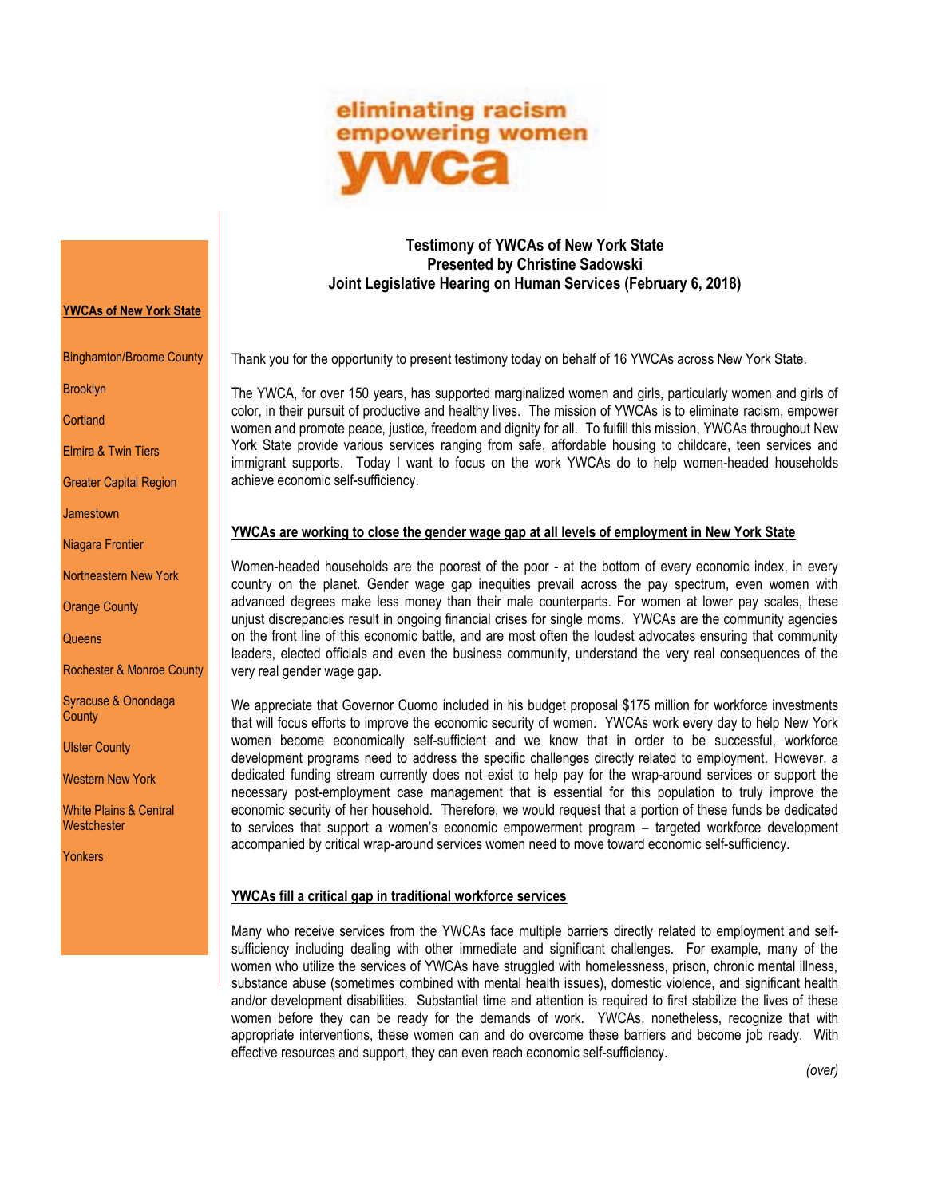eliminating racism
empowering women
**ywca**

**YWCAs of New York State**

- Binghamton/Broome County
- Brooklyn
- Cortland
- Elmira & Twin Tiers
- Greater Capital Region
- Jamestown
- Niagara Frontier
- Northeastern New York
- Orange County
- Queens
- Rochester & Monroe County
- Syracuse & Onondaga County
- Ulster County
- Western New York
- White Plains & Central Westchester
- Yonkers

**Testimony of YWCAs of New York State**
**Presented by Christine Sadowski**
**Joint Legislative Hearing on Human Services (February 6, 2018)**

Thank you for the opportunity to present testimony today on behalf of 16 YWCAs across New York State.

The YWCA, for over 150 years, has supported marginalized women and girls, particularly women and girls of color, in their pursuit of productive and healthy lives. The mission of YWCAs is to eliminate racism, empower women and promote peace, justice, freedom and dignity for all. To fulfill this mission, YWCAs throughout New York State provide various services ranging from safe, affordable housing to childcare, teen services and immigrant supports. Today I want to focus on the work YWCAs do to help women-headed households achieve economic self-sufficiency.

**YWCAs are working to close the gender wage gap at all levels of employment in New York State**

Women-headed households are the poorest of the poor - at the bottom of every economic index, in every country on the planet. Gender wage gap inequities prevail across the pay spectrum, even women with advanced degrees make less money than their male counterparts. For women at lower pay scales, these unjust discrepancies result in ongoing financial crises for single moms. YWCAs are the community agencies on the front line of this economic battle, and are most often the loudest advocates ensuring that community leaders, elected officials and even the business community, understand the very real consequences of the very real gender wage gap.

We appreciate that Governor Cuomo included in his budget proposal $175 million for workforce investments that will focus efforts to improve the economic security of women. YWCAs work every day to help New York women become economically self-sufficient and we know that in order to be successful, workforce development programs need to address the specific challenges directly related to employment. However, a dedicated funding stream currently does not exist to help pay for the wrap-around services or support the necessary post-employment case management that is essential for this population to truly improve the economic security of her household. Therefore, we would request that a portion of these funds be dedicated to services that support a women's economic empowerment program – targeted workforce development accompanied by critical wrap-around services women need to move toward economic self-sufficiency.

**YWCAs fill a critical gap in traditional workforce services**

Many who receive services from the YWCAs face multiple barriers directly related to employment and self-sufficiency including dealing with other immediate and significant challenges. For example, many of the women who utilize the services of YWCAs have struggled with homelessness, prison, chronic mental illness, substance abuse (sometimes combined with mental health issues), domestic violence, and significant health and/or development disabilities. Substantial time and attention is required to first stabilize the lives of these women before they can be ready for the demands of work. YWCAs, nonetheless, recognize that with appropriate interventions, these women can and do overcome these barriers and become job ready. With effective resources and support, they can even reach economic self-sufficiency.

*(over)*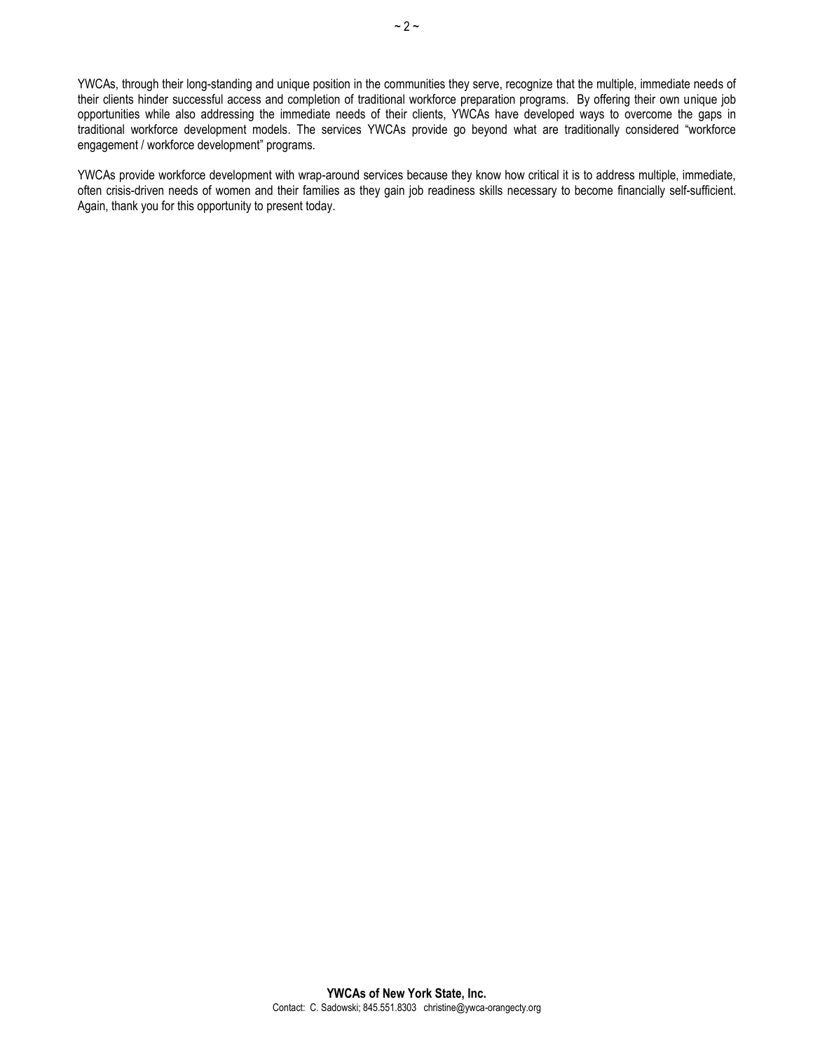YWCAs, through their long-standing and unique position in the communities they serve, recognize that the multiple, immediate needs of their clients hinder successful access and completion of traditional workforce preparation programs. By offering their own unique job opportunities while also addressing the immediate needs of their clients, YWCAs have developed ways to overcome the gaps in traditional workforce development models. The services YWCAs provide go beyond what are traditionally considered "workforce engagement / workforce development" programs.

YWCAs provide workforce development with wrap-around services because they know how critical it is to address multiple, immediate, often crisis-driven needs of women and their families as they gain job readiness skills necessary to become financially self-sufficient. Again, thank you for this opportunity to present today.

**YWCAs of New York State, Inc.**
Contact: C. Sadowski; 845.551.8303 christine@ywca-orangecty.org